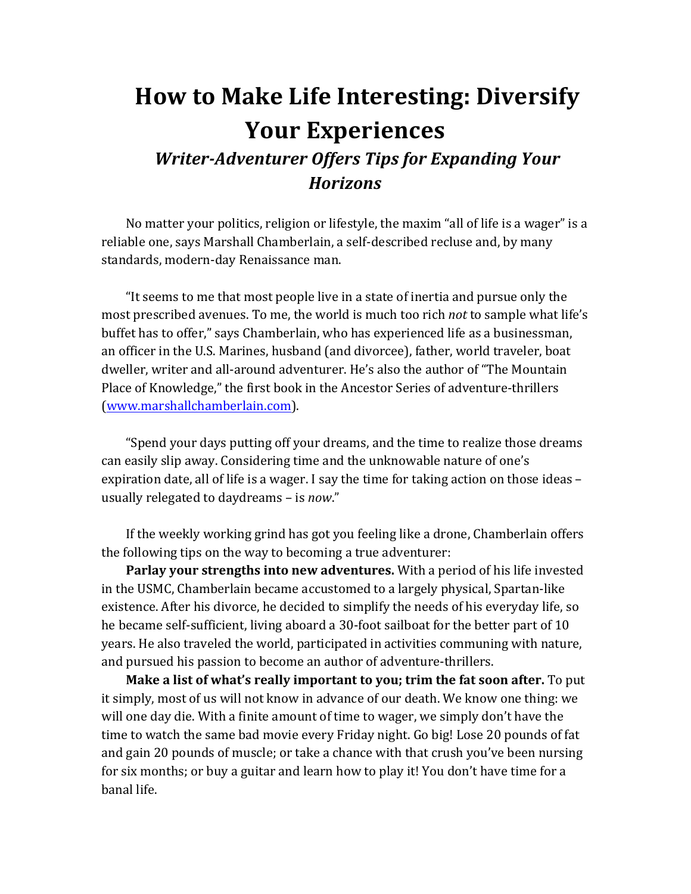# How to Make Life Interesting: Diversify Your Experiences

## *Writer-Adventurer Offers Tips for Expanding Your Horizons*

No matter your politics, religion or lifestyle, the maxim "all of life is a wager" is a reliable one, says Marshall Chamberlain, a self-described recluse and, by many standards, modern-day Renaissance man.

"It seems to me that most people live in a state of inertia and pursue only the most prescribed avenues. To me, the world is much too rich *not* to sample what life's buffet has to offer," says Chamberlain, who has experienced life as a businessman, an officer in the U.S. Marines, husband (and divorcee), father, world traveler, boat dweller, writer and all-around adventurer. He's also the author of "The Mountain Place of Knowledge," the first book in the Ancestor Series of adventure-thrillers ([www.marshallchamberlain.com](www.marshallchamberlain.com)).

"Spend your days putting off your dreams, and the time to realize those dreams can easily slip away. Considering time and the unknowable nature of one's expiration date, all of life is a wager. I say the time for taking action on those ideas – usually relegated to daydreams – is *now*."

If the weekly working grind has got you feeling like a drone, Chamberlain offers the following tips on the way to becoming a true adventurer:

**Parlay your strengths into new adventures.** With a period of his life invested in the USMC, Chamberlain became accustomed to a largely physical, Spartan-like existence. After his divorce, he decided to simplify the needs of his everyday life, so he became self-sufficient, living aboard a 30-foot sailboat for the better part of 10 years. He also traveled the world, participated in activities communing with nature, and pursued his passion to become an author of adventure-thrillers.

**Make a list of what's really important to you; trim the fat soon after.** To put it simply, most of us will not know in advance of our death. We know one thing: we will one day die. With a finite amount of time to wager, we simply don't have the time to watch the same bad movie every Friday night. Go big! Lose 20 pounds of fat and gain 20 pounds of muscle; or take a chance with that crush you've been nursing for six months; or buy a guitar and learn how to play it! You don't have time for a banal life.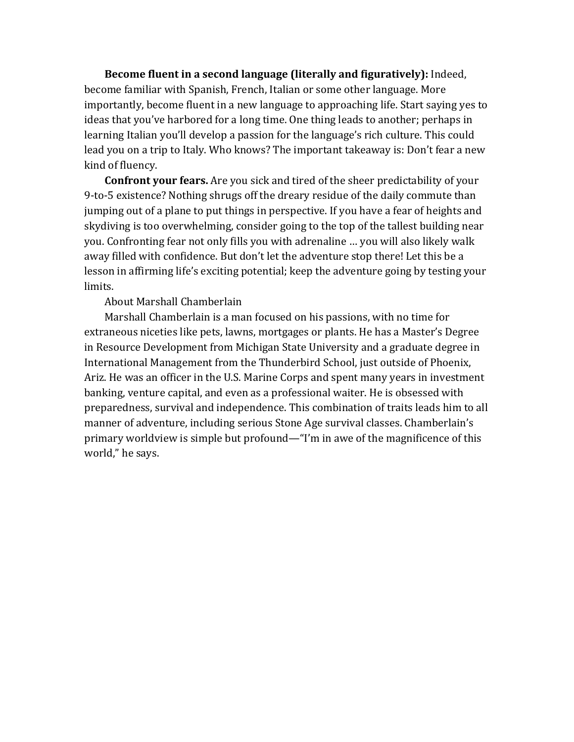**Become fluent in a second language (literally and figuratively):** Indeed, become familiar with Spanish, French, Italian or some other language. More importantly, become fluent in a new language to approaching life. Start saying yes to ideas that you've harbored for a long time. One thing leads to another; perhaps in learning Italian you'll develop a passion for the language's rich culture. This could lead you on a trip to Italy. Who knows? The important takeaway is: Don't fear a new kind of fluency.

**Confront your fears.** Are you sick and tired of the sheer predictability of your 9-to-5 existence? Nothing shrugs off the dreary residue of the daily commute than jumping out of a plane to put things in perspective. If you have a fear of heights and skydiving is too overwhelming, consider going to the top of the tallest building near you. Confronting fear not only fills you with adrenaline … you will also likely walk away filled with confidence. But don't let the adventure stop there! Let this be a lesson in affirming life's exciting potential; keep the adventure going by testing your limits.

About Marshall Chamberlain

Marshall Chamberlain is a man focused on his passions, with no time for extraneous niceties like pets, lawns, mortgages or plants. He has a Master's Degree in Resource Development from Michigan State University and a graduate degree in International Management from the Thunderbird School, just outside of Phoenix, Ariz. He was an officer in the U.S. Marine Corps and spent many years in investment banking, venture capital, and even as a professional waiter. He is obsessed with preparedness, survival and independence. This combination of traits leads him to all manner of adventure, including serious Stone Age survival classes. Chamberlain's primary worldview is simple but profound—"I'm in awe of the magnificence of this world," he says.